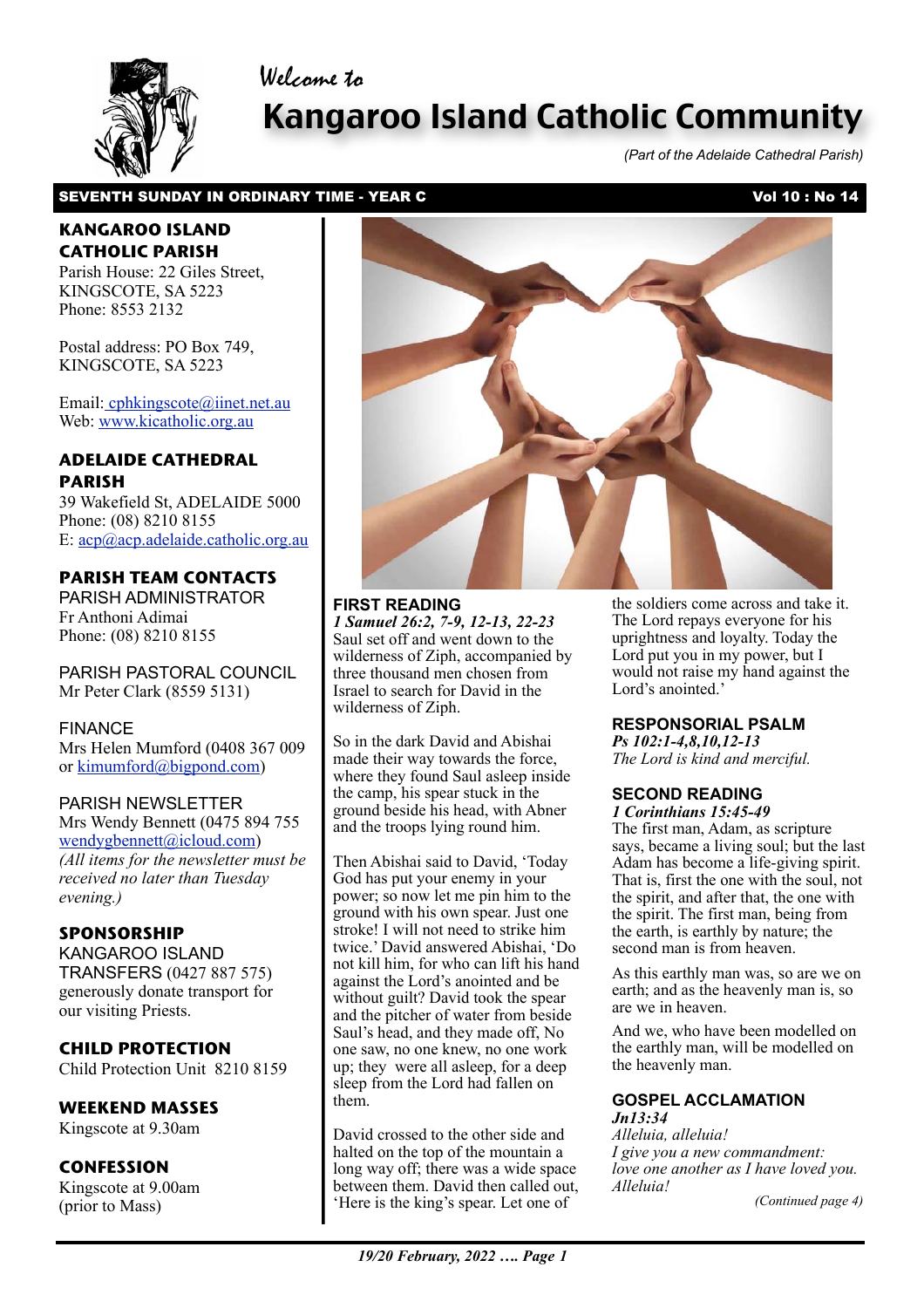Welcome to

# Kangaroo Island Catholic Community

*(Part of the Adelaide Cathedral Parish)*

**SEVENTH SUNDAY IN ORDINARY TIME - YEAR C** **Vol 10 : No 14**

## KANGAROO ISLAND CATHOLIC PARISH

Parish House: 22 Giles Street, KINGSCOTE, SA 5223
Phone: 8553 2132

Postal address: PO Box 749, KINGSCOTE, SA 5223

Email: cphkingscote@iinet.net.au
Web: www.kicatholic.org.au

## ADELAIDE CATHEDRAL PARISH

39 Wakefield St, ADELAIDE 5000
Phone: (08) 8210 8155
E: acp@acp.adelaide.catholic.org.au

## PARISH TEAM CONTACTS

PARISH ADMINISTRATOR
Fr Anthoni Adimai
Phone: (08) 8210 8155

PARISH PASTORAL COUNCIL
Mr Peter Clark (8559 5131)

FINANCE
Mrs Helen Mumford (0408 367 009 or kimumford@bigpond.com)

PARISH NEWSLETTER
Mrs Wendy Bennett (0475 894 755 wendygbennett@icloud.com)
*(All items for the newsletter must be received no later than Tuesday evening.)*

## SPONSORSHIP

KANGAROO ISLAND TRANSFERS (0427 887 575) generously donate transport for our visiting Priests.

## CHILD PROTECTION

Child Protection Unit 8210 8159

## WEEKEND MASSES

Kingscote at 9.30am

## CONFESSION

Kingscote at 9.00am
(prior to Mass)

## FIRST READING

***1 Samuel 26:2, 7-9, 12-13, 22-23***

Saul set off and went down to the wilderness of Ziph, accompanied by three thousand men chosen from Israel to search for David in the wilderness of Ziph.

So in the dark David and Abishai made their way towards the force, where they found Saul asleep inside the camp, his spear stuck in the ground beside his head, with Abner and the troops lying round him.

Then Abishai said to David, 'Today God has put your enemy in your power; so now let me pin him to the ground with his own spear. Just one stroke! I will not need to strike him twice.' David answered Abishai, 'Do not kill him, for who can lift his hand against the Lord's anointed and be without guilt? David took the spear and the pitcher of water from beside Saul's head, and they made off, No one saw, no one knew, no one work up; they were all asleep, for a deep sleep from the Lord had fallen on them.

David crossed to the other side and halted on the top of the mountain a long way off; there was a wide space between them. David then called out, 'Here is the king's spear. Let one of the soldiers come across and take it. The Lord repays everyone for his uprightness and loyalty. Today the Lord put you in my power, but I would not raise my hand against the Lord's anointed.'

## RESPONSORIAL PSALM

***Ps 102:1-4,8,10,12-13***

*The Lord is kind and merciful.*

## SECOND READING

***1 Corinthians 15:45-49***

The first man, Adam, as scripture says, became a living soul; but the last Adam has become a life-giving spirit. That is, first the one with the soul, not the spirit, and after that, the one with the spirit. The first man, being from the earth, is earthly by nature; the second man is from heaven.

As this earthly man was, so are we on earth; and as the heavenly man is, so are we in heaven.

And we, who have been modelled on the earthly man, will be modelled on the heavenly man.

## GOSPEL ACCLAMATION

***Jn13:34***

*Alleluia, alleluia!*
*I give you a new commandment:*
*love one another as I have loved you.*
*Alleluia!*

*(Continued page 4)*

*19/20 February, 2022 …. Page 1*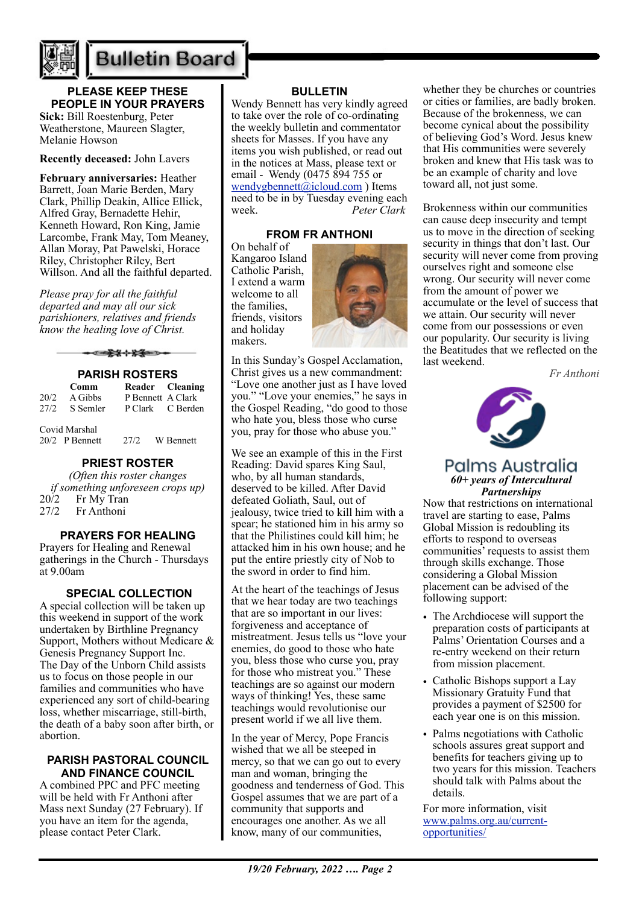# Bulletin Board

## PLEASE KEEP THESE PEOPLE IN YOUR PRAYERS

**Sick:** Bill Roestenburg, Peter Weatherstone, Maureen Slagter, Melanie Howson

**Recently deceased:** John Lavers

**February anniversaries:** Heather Barrett, Joan Marie Berden, Mary Clark, Phillip Deakin, Allice Ellick, Alfred Gray, Bernadette Hehir, Kenneth Howard, Ron King, Jamie Larcombe, Frank May, Tom Meaney, Allan Moray, Pat Pawelski, Horace Riley, Christopher Riley, Bert Willson. And all the faithful departed.

*Please pray for all the faithful departed and may all our sick parishioners, relatives and friends know the healing love of Christ.*

## PARISH ROSTERS

| | Comm | Reader | Cleaning |
|---|---|---|---|
| 20/2 | A Gibbs | P Bennett | A Clark |
| 27/2 | S Semler | P Clark | C Berden |

Covid Marshal
20/2 P Bennett    27/2 W Bennett

## PRIEST ROSTER

*(Often this roster changes if something unforeseen crops up)*

20/2 Fr My Tran
27/2 Fr Anthoni

## PRAYERS FOR HEALING

Prayers for Healing and Renewal gatherings in the Church - Thursdays at 9.00am

## SPECIAL COLLECTION

A special collection will be taken up this weekend in support of the work undertaken by Birthline Pregnancy Support, Mothers without Medicare & Genesis Pregnancy Support Inc. The Day of the Unborn Child assists us to focus on those people in our families and communities who have experienced any sort of child-bearing loss, whether miscarriage, still-birth, the death of a baby soon after birth, or abortion.

## PARISH PASTORAL COUNCIL AND FINANCE COUNCIL

A combined PPC and PFC meeting will be held with Fr Anthoni after Mass next Sunday (27 February). If you have an item for the agenda, please contact Peter Clark.

## BULLETIN

Wendy Bennett has very kindly agreed to take over the role of co-ordinating the weekly bulletin and commentator sheets for Masses. If you have any items you wish published, or read out in the notices at Mass, please text or email - Wendy (0475 894 755 or wendygbennett@icloud.com ) Items need to be in by Tuesday evening each week. *Peter Clark*

## FROM FR ANTHONI

On behalf of Kangaroo Island Catholic Parish, I extend a warm welcome to all the families, friends, visitors and holiday makers.

In this Sunday's Gospel Acclamation, Christ gives us a new commandment: "Love one another just as I have loved you." "Love your enemies," he says in the Gospel Reading, "do good to those who hate you, bless those who curse you, pray for those who abuse you."

We see an example of this in the First Reading: David spares King Saul, who, by all human standards, deserved to be killed. After David defeated Goliath, Saul, out of jealousy, twice tried to kill him with a spear; he stationed him in his army so that the Philistines could kill him; he attacked him in his own house; and he put the entire priestly city of Nob to the sword in order to find him.

At the heart of the teachings of Jesus that we hear today are two teachings that are so important in our lives: forgiveness and acceptance of mistreatment. Jesus tells us "love your enemies, do good to those who hate you, bless those who curse you, pray for those who mistreat you." These teachings are so against our modern ways of thinking! Yes, these same teachings would revolutionise our present world if we all live them.

In the year of Mercy, Pope Francis wished that we all be steeped in mercy, so that we can go out to every man and woman, bringing the goodness and tenderness of God. This Gospel assumes that we are part of a community that supports and encourages one another. As we all know, many of our communities, whether they be churches or countries or cities or families, are badly broken. Because of the brokenness, we can become cynical about the possibility of believing God's Word. Jesus knew that His communities were severely broken and knew that His task was to be an example of charity and love toward all, not just some.

Brokenness within our communities can cause deep insecurity and tempt us to move in the direction of seeking security in things that don't last. Our security will never come from proving ourselves right and someone else wrong. Our security will never come from the amount of power we accumulate or the level of success that we attain. Our security will never come from our possessions or even our popularity. Our security is living the Beatitudes that we reflected on the last weekend.

*Fr Anthoni*

## Palms Australia

***60+ years of Intercultural Partnerships***

Now that restrictions on international travel are starting to ease, Palms Global Mission is redoubling its efforts to respond to overseas communities' requests to assist them through skills exchange. Those considering a Global Mission placement can be advised of the following support:

- The Archdiocese will support the preparation costs of participants at Palms' Orientation Courses and a re-entry weekend on their return from mission placement.
- Catholic Bishops support a Lay Missionary Gratuity Fund that provides a payment of $2500 for each year one is on this mission.
- Palms negotiations with Catholic schools assures great support and benefits for teachers giving up to two years for this mission. Teachers should talk with Palms about the details.

For more information, visit www.palms.org.au/current-opportunities/

*19/20 February, 2022 …. Page 2*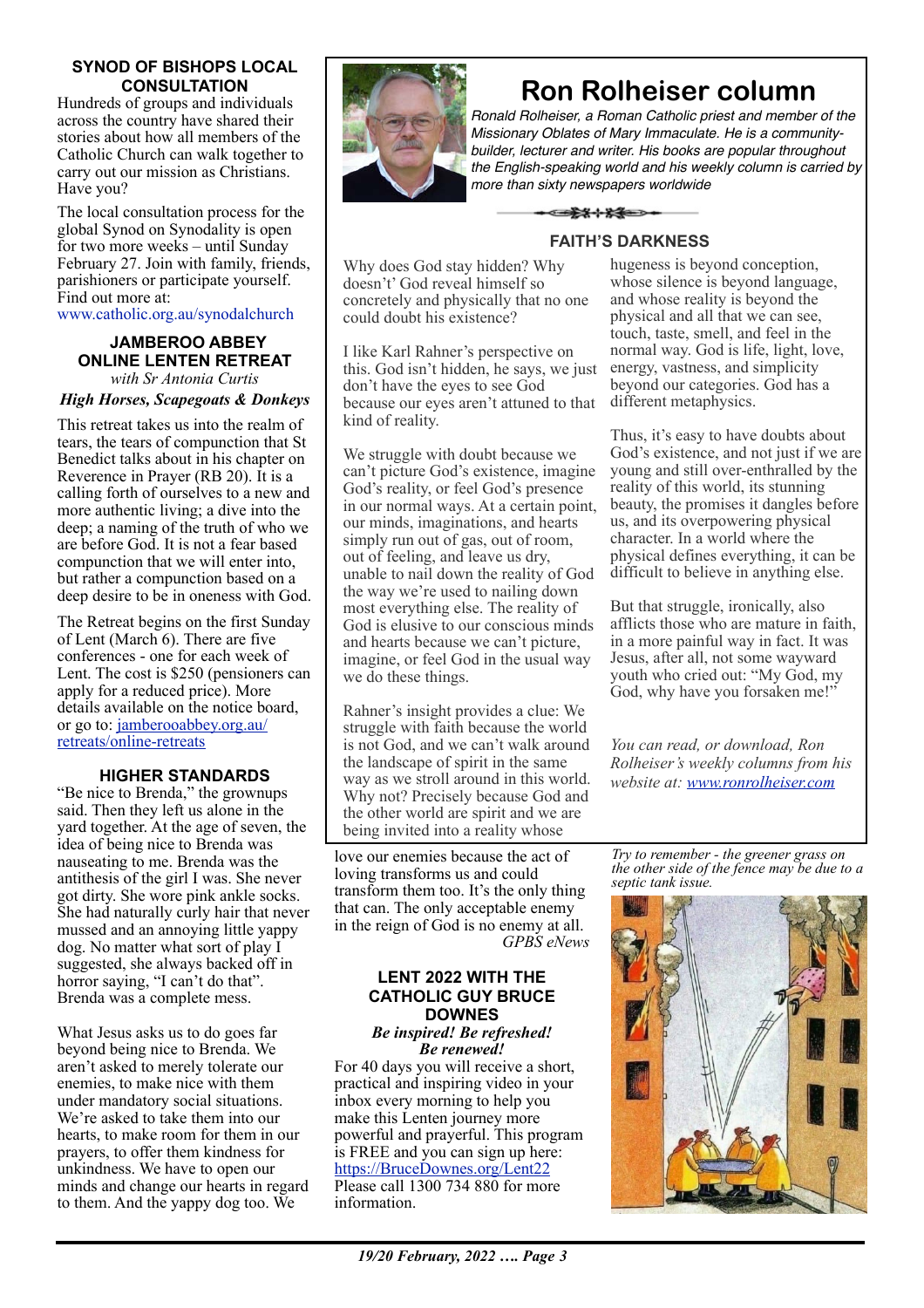## SYNOD OF BISHOPS LOCAL CONSULTATION

Hundreds of groups and individuals across the country have shared their stories about how all members of the Catholic Church can walk together to carry out our mission as Christians. Have you?

The local consultation process for the global Synod on Synodality is open for two more weeks – until Sunday February 27. Join with family, friends, parishioners or participate yourself. Find out more at:
www.catholic.org.au/synodalchurch

## JAMBEROO ABBEY ONLINE LENTEN RETREAT

*with Sr Antonia Curtis*

***High Horses, Scapegoats & Donkeys***

This retreat takes us into the realm of tears, the tears of compunction that St Benedict talks about in his chapter on Reverence in Prayer (RB 20). It is a calling forth of ourselves to a new and more authentic living; a dive into the deep; a naming of the truth of who we are before God. It is not a fear based compunction that we will enter into, but rather a compunction based on a deep desire to be in oneness with God.

The Retreat begins on the first Sunday of Lent (March 6). There are five conferences - one for each week of Lent. The cost is $250 (pensioners can apply for a reduced price). More details available on the notice board, or go to: jamberooabbey.org.au/retreats/online-retreats

## HIGHER STANDARDS

"Be nice to Brenda," the grownups said. Then they left us alone in the yard together. At the age of seven, the idea of being nice to Brenda was nauseating to me. Brenda was the antithesis of the girl I was. She never got dirty. She wore pink ankle socks. She had naturally curly hair that never mussed and an annoying little yappy dog. No matter what sort of play I suggested, she always backed off in horror saying, "I can't do that". Brenda was a complete mess.

What Jesus asks us to do goes far beyond being nice to Brenda. We aren't asked to merely tolerate our enemies, to make nice with them under mandatory social situations. We're asked to take them into our hearts, to make room for them in our prayers, to offer them kindness for unkindness. We have to open our minds and change our hearts in regard to them. And the yappy dog too. We love our enemies because the act of loving transforms us and could transform them too. It's the only thing that can. The only acceptable enemy in the reign of God is no enemy at all.

*GPBS eNews*

## Ron Rolheiser column

*Ronald Rolheiser, a Roman Catholic priest and member of the Missionary Oblates of Mary Immaculate. He is a community-builder, lecturer and writer. His books are popular throughout the English-speaking world and his weekly column is carried by more than sixty newspapers worldwide*

### FAITH'S DARKNESS

Why does God stay hidden? Why doesn't' God reveal himself so concretely and physically that no one could doubt his existence?

I like Karl Rahner's perspective on this. God isn't hidden, he says, we just don't have the eyes to see God because our eyes aren't attuned to that kind of reality.

We struggle with doubt because we can't picture God's existence, imagine God's reality, or feel God's presence in our normal ways. At a certain point, our minds, imaginations, and hearts simply run out of gas, out of room, out of feeling, and leave us dry, unable to nail down the reality of God the way we're used to nailing down most everything else. The reality of God is elusive to our conscious minds and hearts because we can't picture, imagine, or feel God in the usual way we do these things.

Rahner's insight provides a clue: We struggle with faith because the world is not God, and we can't walk around the landscape of spirit in the same way as we stroll around in this world. Why not? Precisely because God and the other world are spirit and we are being invited into a reality whose hugeness is beyond conception, whose silence is beyond language, and whose reality is beyond the physical and all that we can see, touch, taste, smell, and feel in the normal way. God is life, light, love, energy, vastness, and simplicity beyond our categories. God has a different metaphysics.

Thus, it's easy to have doubts about God's existence, and not just if we are young and still over-enthralled by the reality of this world, its stunning beauty, the promises it dangles before us, and its overpowering physical character. In a world where the physical defines everything, it can be difficult to believe in anything else.

But that struggle, ironically, also afflicts those who are mature in faith, in a more painful way in fact. It was Jesus, after all, not some wayward youth who cried out: "My God, my God, why have you forsaken me!"

*You can read, or download, Ron Rolheiser's weekly columns from his website at: www.ronrolheiser.com*

## LENT 2022 WITH THE CATHOLIC GUY BRUCE DOWNES

***Be inspired! Be refreshed! Be renewed!***

For 40 days you will receive a short, practical and inspiring video in your inbox every morning to help you make this Lenten journey more powerful and prayerful. This program is FREE and you can sign up here: https://BruceDownes.org/Lent22
Please call 1300 734 880 for more information.

*Try to remember - the greener grass on the other side of the fence may be due to a septic tank issue.*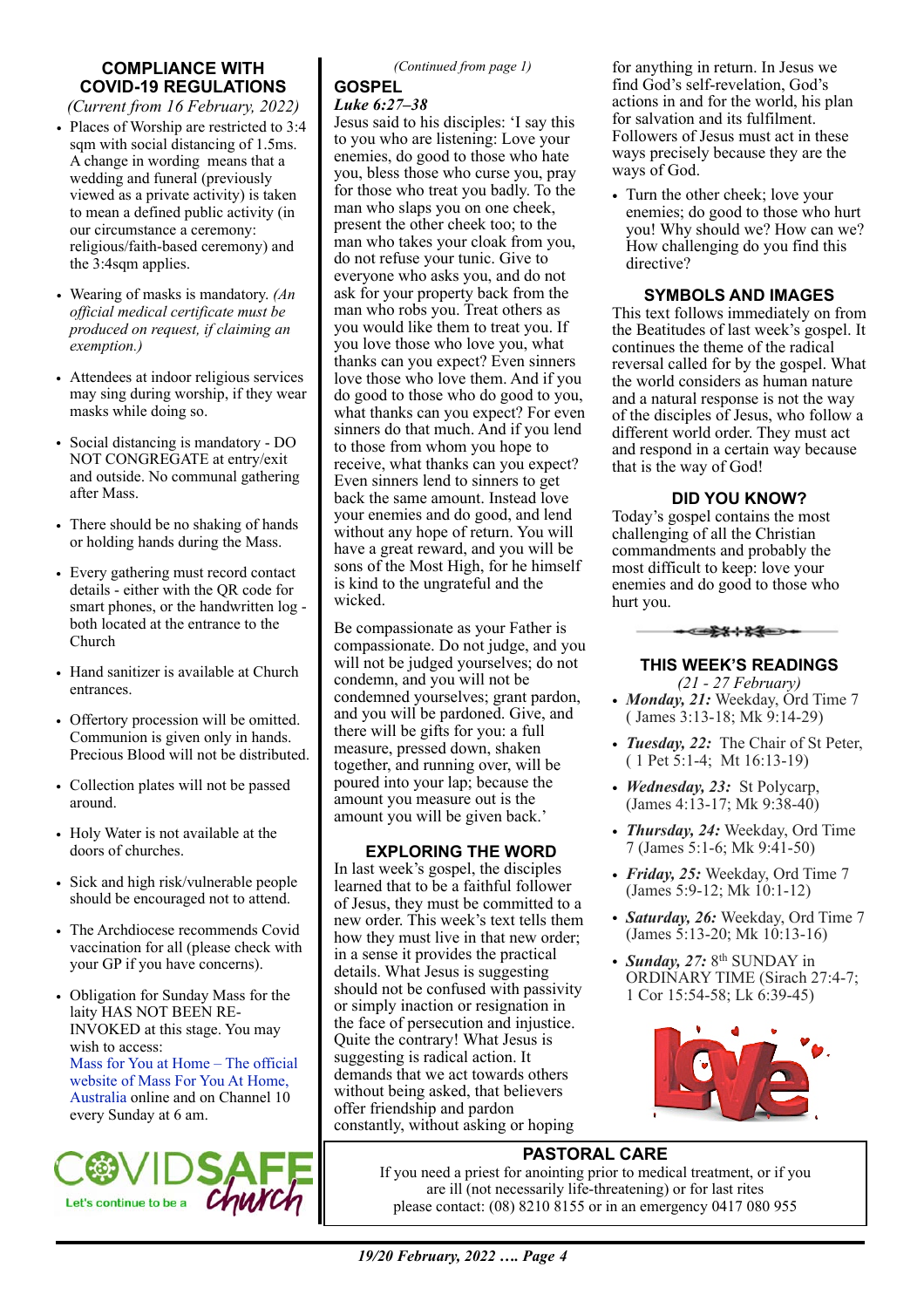## COMPLIANCE WITH COVID-19 REGULATIONS

*(Current from 16 February, 2022)*

- Places of Worship are restricted to 3:4 sqm with social distancing of 1.5ms. A change in wording means that a wedding and funeral (previously viewed as a private activity) is taken to mean a defined public activity (in our circumstance a ceremony: religious/faith-based ceremony) and the 3:4sqm applies.
- Wearing of masks is mandatory. *(An official medical certificate must be produced on request, if claiming an exemption.)*
- Attendees at indoor religious services may sing during worship, if they wear masks while doing so.
- Social distancing is mandatory - DO NOT CONGREGATE at entry/exit and outside. No communal gathering after Mass.
- There should be no shaking of hands or holding hands during the Mass.
- Every gathering must record contact details - either with the QR code for smart phones, or the handwritten log - both located at the entrance to the Church
- Hand sanitizer is available at Church entrances.
- Offertory procession will be omitted. Communion is given only in hands. Precious Blood will not be distributed.
- Collection plates will not be passed around.
- Holy Water is not available at the doors of churches.
- Sick and high risk/vulnerable people should be encouraged not to attend.
- The Archdiocese recommends Covid vaccination for all (please check with your GP if you have concerns).
- Obligation for Sunday Mass for the laity HAS NOT BEEN RE-INVOKED at this stage. You may wish to access: Mass for You at Home – The official website of Mass For You At Home, Australia online and on Channel 10 every Sunday at 6 am.

COVIDSAFE church
Let's continue to be a

*(Continued from page 1)*

## GOSPEL

***Luke 6:27–38***

Jesus said to his disciples: 'I say this to you who are listening: Love your enemies, do good to those who hate you, bless those who curse you, pray for those who treat you badly. To the man who slaps you on one cheek, present the other cheek too; to the man who takes your cloak from you, do not refuse your tunic. Give to everyone who asks you, and do not ask for your property back from the man who robs you. Treat others as you would like them to treat you. If you love those who love you, what thanks can you expect? Even sinners love those who love them. And if you do good to those who do good to you, what thanks can you expect? For even sinners do that much. And if you lend to those from whom you hope to receive, what thanks can you expect? Even sinners lend to sinners to get back the same amount. Instead love your enemies and do good, and lend without any hope of return. You will have a great reward, and you will be sons of the Most High, for he himself is kind to the ungrateful and the wicked.

Be compassionate as your Father is compassionate. Do not judge, and you will not be judged yourselves; do not condemn, and you will not be condemned yourselves; grant pardon, and you will be pardoned. Give, and there will be gifts for you: a full measure, pressed down, shaken together, and running over, will be poured into your lap; because the amount you measure out is the amount you will be given back.'

## EXPLORING THE WORD

In last week's gospel, the disciples learned that to be a faithful follower of Jesus, they must be committed to a new order. This week's text tells them how they must live in that new order; in a sense it provides the practical details. What Jesus is suggesting should not be confused with passivity or simply inaction or resignation in the face of persecution and injustice. Quite the contrary! What Jesus is suggesting is radical action. It demands that we act towards others without being asked, that believers offer friendship and pardon constantly, without asking or hoping for anything in return. In Jesus we find God's self-revelation, God's actions in and for the world, his plan for salvation and its fulfilment. Followers of Jesus must act in these ways precisely because they are the ways of God.

- Turn the other cheek; love your enemies; do good to those who hurt you! Why should we? How can we? How challenging do you find this directive?

## SYMBOLS AND IMAGES

This text follows immediately on from the Beatitudes of last week's gospel. It continues the theme of the radical reversal called for by the gospel. What the world considers as human nature and a natural response is not the way of the disciples of Jesus, who follow a different world order. They must act and respond in a certain way because that is the way of God!

## DID YOU KNOW?

Today's gospel contains the most challenging of all the Christian commandments and probably the most difficult to keep: love your enemies and do good to those who hurt you.

## THIS WEEK'S READINGS

*(21 - 27 February)*

- ***Monday, 21:*** Weekday, Ord Time 7 ( James 3:13-18; Mk 9:14-29)
- ***Tuesday, 22:*** The Chair of St Peter, ( 1 Pet 5:1-4; Mt 16:13-19)
- ***Wednesday, 23:*** St Polycarp, (James 4:13-17; Mk 9:38-40)
- ***Thursday, 24:*** Weekday, Ord Time 7 (James 5:1-6; Mk 9:41-50)
- ***Friday, 25:*** Weekday, Ord Time 7 (James 5:9-12; Mk 10:1-12)
- ***Saturday, 26:*** Weekday, Ord Time 7 (James 5:13-20; Mk 10:13-16)
- ***Sunday, 27:*** 8th SUNDAY in ORDINARY TIME (Sirach 27:4-7; 1 Cor 15:54-58; Lk 6:39-45)

Love

## PASTORAL CARE

If you need a priest for anointing prior to medical treatment, or if you are ill (not necessarily life-threatening) or for last rites please contact: (08) 8210 8155 or in an emergency 0417 080 955